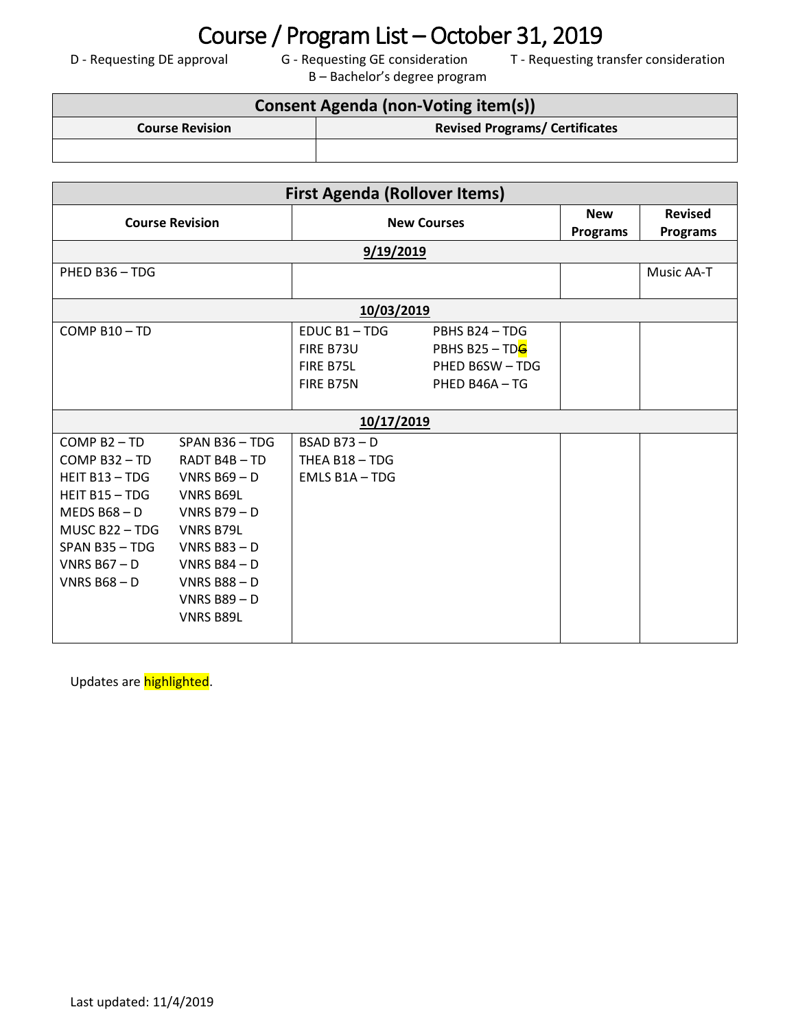# Course / Program List – October 31, 2019

D - Requesting DE approval      G - Requesting GE consideration      T - Requesting transfer consideration
B – Bachelor's degree program

| Consent Agenda (non-Voting item(s)) | |
|---|---|
| **Course Revision** | **Revised Programs/ Certificates** |
| | |

| First Agenda (Rollover Items) | | | |
|---|---|---|---|
| **Course Revision** | **New Courses** | **New Programs** | **Revised Programs** |
| **9/19/2019** | | | |
| PHED B36 – TDG | | | Music AA-T |
| **10/03/2019** | | | |
| COMP B10 – TD | EDUC B1 – TDG<br>FIRE B73U<br>FIRE B75L<br>FIRE B75N<br>PBHS B24 – TDG<br>PBHS B25 – TD~~G~~<br>PHED B6SW – TDG<br>PHED B46A – TG | | |
| **10/17/2019** | | | |
| COMP B2 – TD<br>COMP B32 – TD<br>HEIT B13 – TDG<br>HEIT B15 – TDG<br>MEDS B68 – D<br>MUSC B22 – TDG<br>SPAN B35 – TDG<br>VNRS B67 – D<br>VNRS B68 – D<br>SPAN B36 – TDG<br>RADT B4B – TD<br>VNRS B69 – D<br>VNRS B69L<br>VNRS B79 – D<br>VNRS B79L<br>VNRS B83 – D<br>VNRS B84 – D<br>VNRS B88 – D<br>VNRS B89 – D<br>VNRS B89L | BSAD B73 – D<br>THEA B18 – TDG<br>EMLS B1A – TDG | | |

Updates are highlighted.

Last updated: 11/4/2019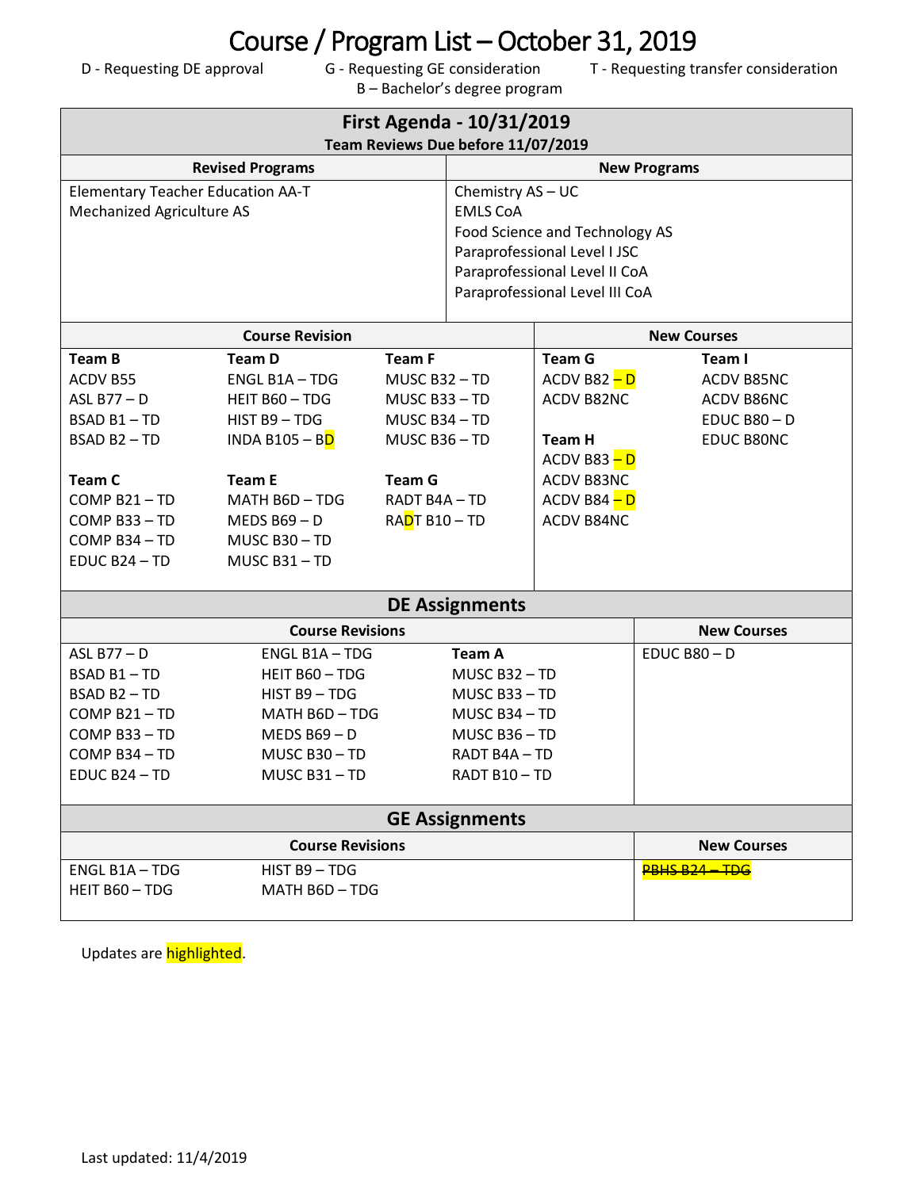# Course / Program List – October 31, 2019

D - Requesting DE approval G - Requesting GE consideration T - Requesting transfer consideration
B – Bachelor's degree program

## First Agenda - 10/31/2019

**Team Reviews Due before 11/07/2019**

| Revised Programs | New Programs |
|---|---|
| Elementary Teacher Education AA-T<br>Mechanized Agriculture AS | Chemistry AS – UC<br>EMLS CoA<br>Food Science and Technology AS<br>Paraprofessional Level I JSC<br>Paraprofessional Level II CoA<br>Paraprofessional Level III CoA |

| Course Revision | | | New Courses | |
|---|---|---|---|---|
| **Team B**<br>ACDV B55<br>ASL B77 – D<br>BSAD B1 – TD<br>BSAD B2 – TD | **Team D**<br>ENGL B1A – TDG<br>HEIT B60 – TDG<br>HIST B9 – TDG<br>INDA B105 – BD | **Team F**<br>MUSC B32 – TD<br>MUSC B33 – TD<br>MUSC B34 – TD<br>MUSC B36 – TD | **Team G**<br>ACDV B82 – D<br>ACDV B82NC | **Team I**<br>ACDV B85NC<br>ACDV B86NC<br>EDUC B80 – D<br>EDUC B80NC |
| **Team C**<br>COMP B21 – TD<br>COMP B33 – TD<br>COMP B34 – TD<br>EDUC B24 – TD | **Team E**<br>MATH B6D – TDG<br>MEDS B69 – D<br>MUSC B30 – TD<br>MUSC B31 – TD | **Team G**<br>RADT B4A – TD<br>RADT B10 – TD | **Team H**<br>ACDV B83 – D<br>ACDV B83NC<br>ACDV B84 – D<br>ACDV B84NC | |

## DE Assignments

| Course Revisions | | | New Courses |
|---|---|---|---|
| ASL B77 – D<br>BSAD B1 – TD<br>BSAD B2 – TD<br>COMP B21 – TD<br>COMP B33 – TD<br>COMP B34 – TD<br>EDUC B24 – TD | ENGL B1A – TDG<br>HEIT B60 – TDG<br>HIST B9 – TDG<br>MATH B6D – TDG<br>MEDS B69 – D<br>MUSC B30 – TD<br>MUSC B31 – TD | **Team A**<br>MUSC B32 – TD<br>MUSC B33 – TD<br>MUSC B34 – TD<br>MUSC B36 – TD<br>RADT B4A – TD<br>RADT B10 – TD | EDUC B80 – D |

## GE Assignments

| Course Revisions | | New Courses |
|---|---|---|
| ENGL B1A – TDG<br>HEIT B60 – TDG | HIST B9 – TDG<br>MATH B6D – TDG | ~~PBHS B24 – TDG~~ |

Updates are highlighted.

Last updated: 11/4/2019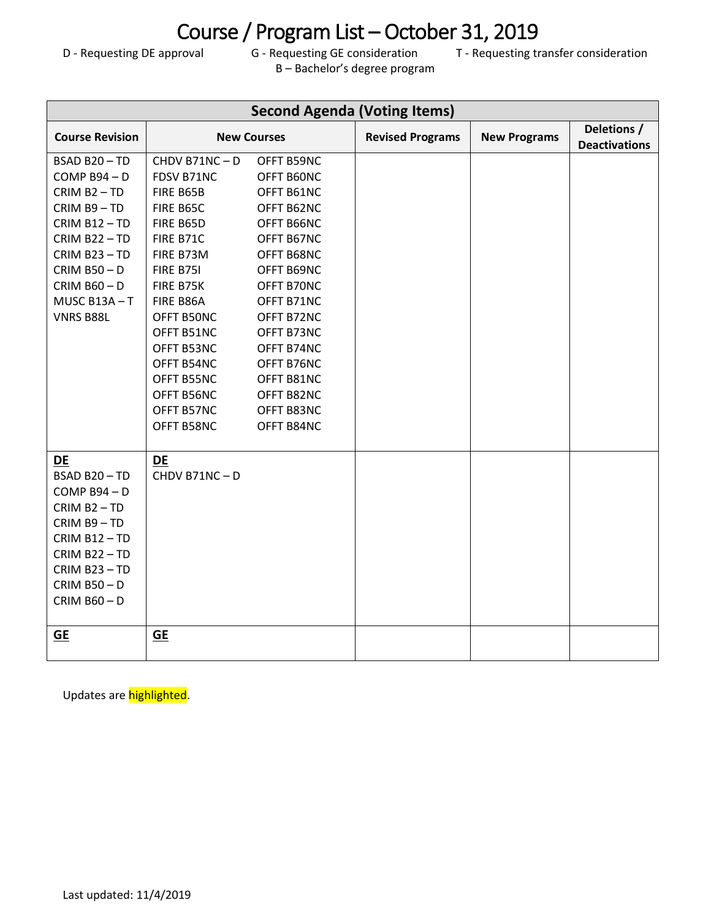# Course / Program List – October 31, 2019

D - Requesting DE approval G - Requesting GE consideration T - Requesting transfer consideration
B – Bachelor's degree program

| Second Agenda (Voting Items) | | | | | |
|---|---|---|---|---|---|
| **Course Revision** | **New Courses** | | **Revised Programs** | **New Programs** | **Deletions / Deactivations** |
| BSAD B20 – TD<br>COMP B94 – D<br>CRIM B2 – TD<br>CRIM B9 – TD<br>CRIM B12 – TD<br>CRIM B22 – TD<br>CRIM B23 – TD<br>CRIM B50 – D<br>CRIM B60 – D<br>MUSC B13A – T<br>VNRS B88L | CHDV B71NC – D<br>FDSV B71NC<br>FIRE B65B<br>FIRE B65C<br>FIRE B65D<br>FIRE B71C<br>FIRE B73M<br>FIRE B75I<br>FIRE B75K<br>FIRE B86A<br>OFFT B50NC<br>OFFT B51NC<br>OFFT B53NC<br>OFFT B54NC<br>OFFT B55NC<br>OFFT B56NC<br>OFFT B57NC<br>OFFT B58NC | OFFT B59NC<br>OFFT B60NC<br>OFFT B61NC<br>OFFT B62NC<br>OFFT B66NC<br>OFFT B67NC<br>OFFT B68NC<br>OFFT B69NC<br>OFFT B70NC<br>OFFT B71NC<br>OFFT B72NC<br>OFFT B73NC<br>OFFT B74NC<br>OFFT B76NC<br>OFFT B81NC<br>OFFT B82NC<br>OFFT B83NC<br>OFFT B84NC | | | |
| **DE**<br>BSAD B20 – TD<br>COMP B94 – D<br>CRIM B2 – TD<br>CRIM B9 – TD<br>CRIM B12 – TD<br>CRIM B22 – TD<br>CRIM B23 – TD<br>CRIM B50 – D<br>CRIM B60 – D | **DE**<br>CHDV B71NC – D | | | | |
| **GE** | **GE** | | | | |

Updates are highlighted.

Last updated: 11/4/2019